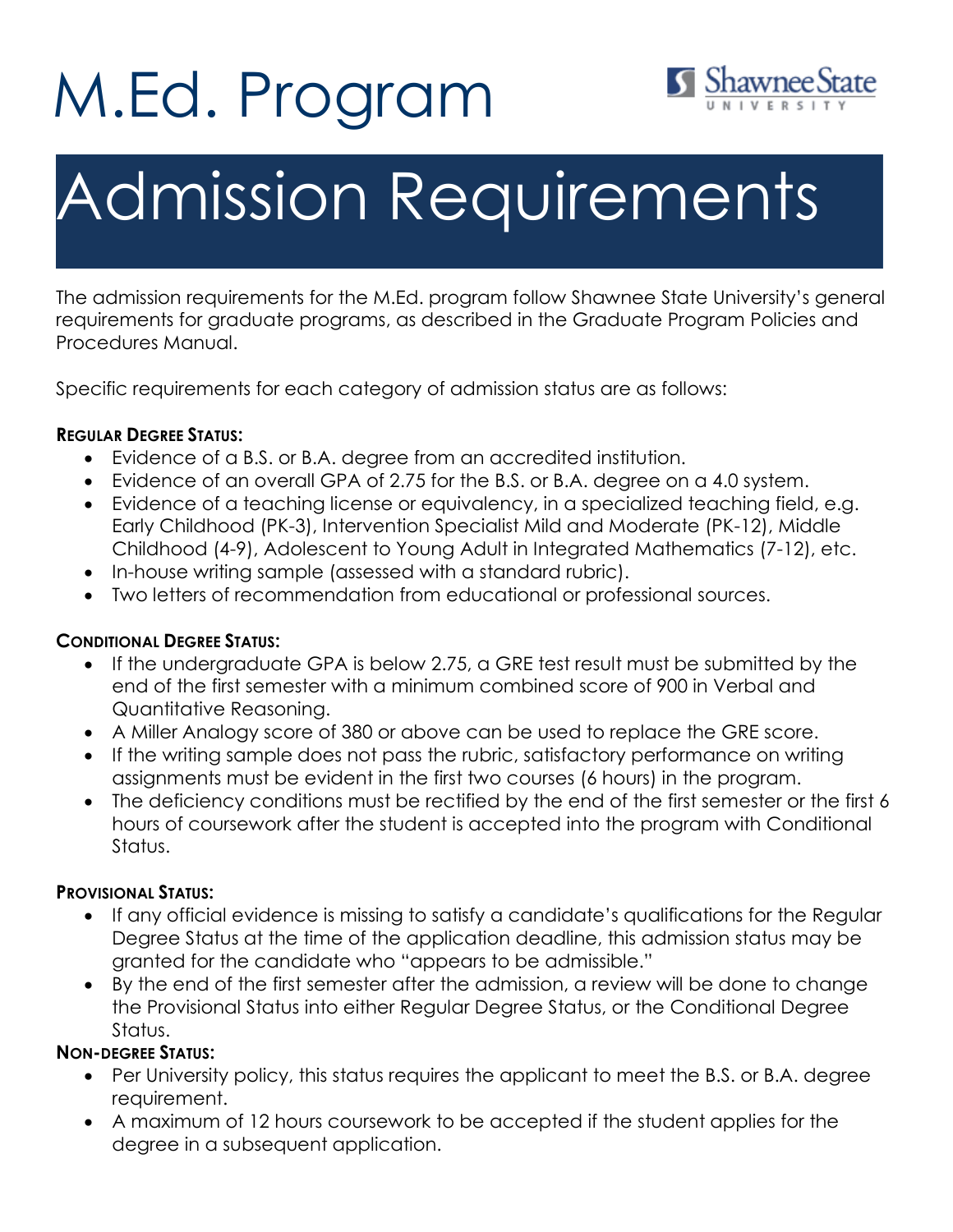# M.Ed. Program

Shawnee State University

# Admission Requirements

The admission requirements for the M.Ed. program follow Shawnee State University's general requirements for graduate programs, as described in the Graduate Program Policies and Procedures Manual.

Specific requirements for each category of admission status are as follows:

**REGULAR DEGREE STATUS:**

- Evidence of a B.S. or B.A. degree from an accredited institution.
- Evidence of an overall GPA of 2.75 for the B.S. or B.A. degree on a 4.0 system.
- Evidence of a teaching license or equivalency, in a specialized teaching field, e.g. Early Childhood (PK-3), Intervention Specialist Mild and Moderate (PK-12), Middle Childhood (4-9), Adolescent to Young Adult in Integrated Mathematics (7-12), etc.
- In-house writing sample (assessed with a standard rubric).
- Two letters of recommendation from educational or professional sources.

**CONDITIONAL DEGREE STATUS:**

- If the undergraduate GPA is below 2.75, a GRE test result must be submitted by the end of the first semester with a minimum combined score of 900 in Verbal and Quantitative Reasoning.
- A Miller Analogy score of 380 or above can be used to replace the GRE score.
- If the writing sample does not pass the rubric, satisfactory performance on writing assignments must be evident in the first two courses (6 hours) in the program.
- The deficiency conditions must be rectified by the end of the first semester or the first 6 hours of coursework after the student is accepted into the program with Conditional Status.

**PROVISIONAL STATUS:**

- If any official evidence is missing to satisfy a candidate's qualifications for the Regular Degree Status at the time of the application deadline, this admission status may be granted for the candidate who "appears to be admissible."
- By the end of the first semester after the admission, a review will be done to change the Provisional Status into either Regular Degree Status, or the Conditional Degree Status.

**NON-DEGREE STATUS:**

- Per University policy, this status requires the applicant to meet the B.S. or B.A. degree requirement.
- A maximum of 12 hours coursework to be accepted if the student applies for the degree in a subsequent application.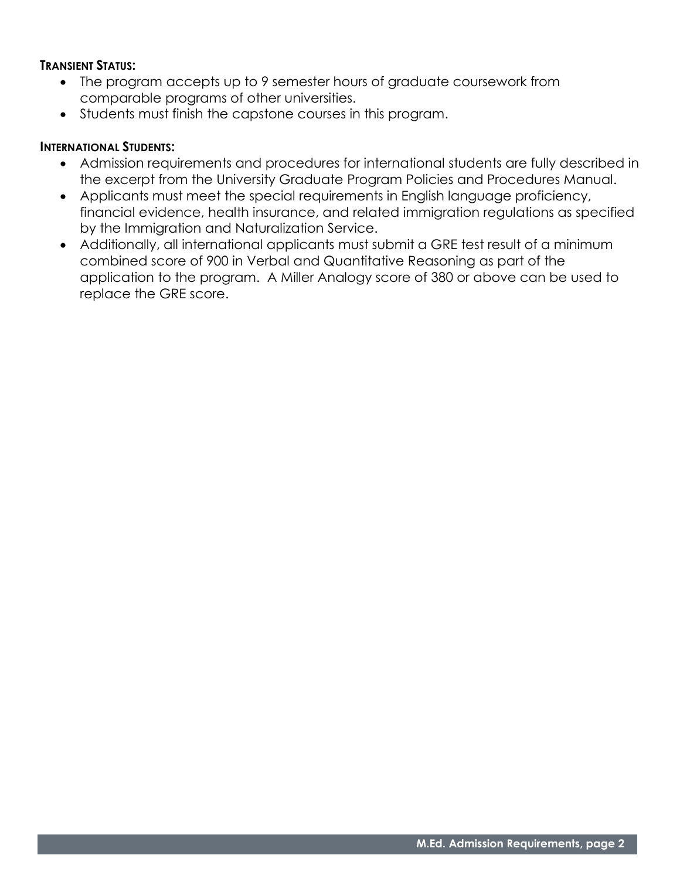**Transient Status:**

- The program accepts up to 9 semester hours of graduate coursework from comparable programs of other universities.
- Students must finish the capstone courses in this program.

**International Students:**

- Admission requirements and procedures for international students are fully described in the excerpt from the University Graduate Program Policies and Procedures Manual.
- Applicants must meet the special requirements in English language proficiency, financial evidence, health insurance, and related immigration regulations as specified by the Immigration and Naturalization Service.
- Additionally, all international applicants must submit a GRE test result of a minimum combined score of 900 in Verbal and Quantitative Reasoning as part of the application to the program. A Miller Analogy score of 380 or above can be used to replace the GRE score.